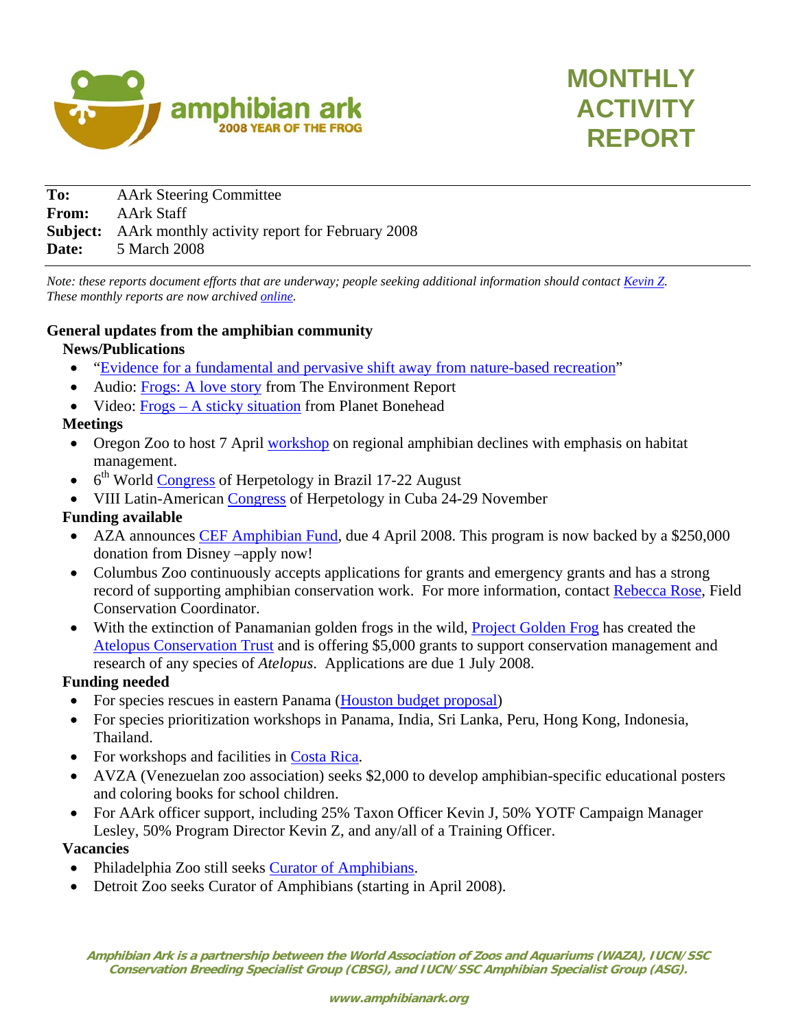amphibian ark
2008 YEAR OF THE FROG

# MONTHLY ACTIVITY REPORT

**To:** AArk Steering Committee
**From:** AArk Staff
**Subject:** AArk monthly activity report for February 2008
**Date:** 5 March 2008

*Note: these reports document efforts that are underway; people seeking additional information should contact Kevin Z. These monthly reports are now archived online.*

## General updates from the amphibian community

### News/Publications

- "Evidence for a fundamental and pervasive shift away from nature-based recreation"
- Audio: Frogs: A love story from The Environment Report
- Video: Frogs – A sticky situation from Planet Bonehead

### Meetings

- Oregon Zoo to host 7 April workshop on regional amphibian declines with emphasis on habitat management.
- 6th World Congress of Herpetology in Brazil 17-22 August
- VIII Latin-American Congress of Herpetology in Cuba 24-29 November

### Funding available

- AZA announces CEF Amphibian Fund, due 4 April 2008. This program is now backed by a $250,000 donation from Disney –apply now!
- Columbus Zoo continuously accepts applications for grants and emergency grants and has a strong record of supporting amphibian conservation work. For more information, contact Rebecca Rose, Field Conservation Coordinator.
- With the extinction of Panamanian golden frogs in the wild, Project Golden Frog has created the Atelopus Conservation Trust and is offering $5,000 grants to support conservation management and research of any species of *Atelopus*. Applications are due 1 July 2008.

### Funding needed

- For species rescues in eastern Panama (Houston budget proposal)
- For species prioritization workshops in Panama, India, Sri Lanka, Peru, Hong Kong, Indonesia, Thailand.
- For workshops and facilities in Costa Rica.
- AVZA (Venezuelan zoo association) seeks $2,000 to develop amphibian-specific educational posters and coloring books for school children.
- For AArk officer support, including 25% Taxon Officer Kevin J, 50% YOTF Campaign Manager Lesley, 50% Program Director Kevin Z, and any/all of a Training Officer.

### Vacancies

- Philadelphia Zoo still seeks Curator of Amphibians.
- Detroit Zoo seeks Curator of Amphibians (starting in April 2008).

*Amphibian Ark is a partnership between the World Association of Zoos and Aquariums (WAZA), IUCN/SSC Conservation Breeding Specialist Group (CBSG), and IUCN/SSC Amphibian Specialist Group (ASG).*

www.amphibianark.org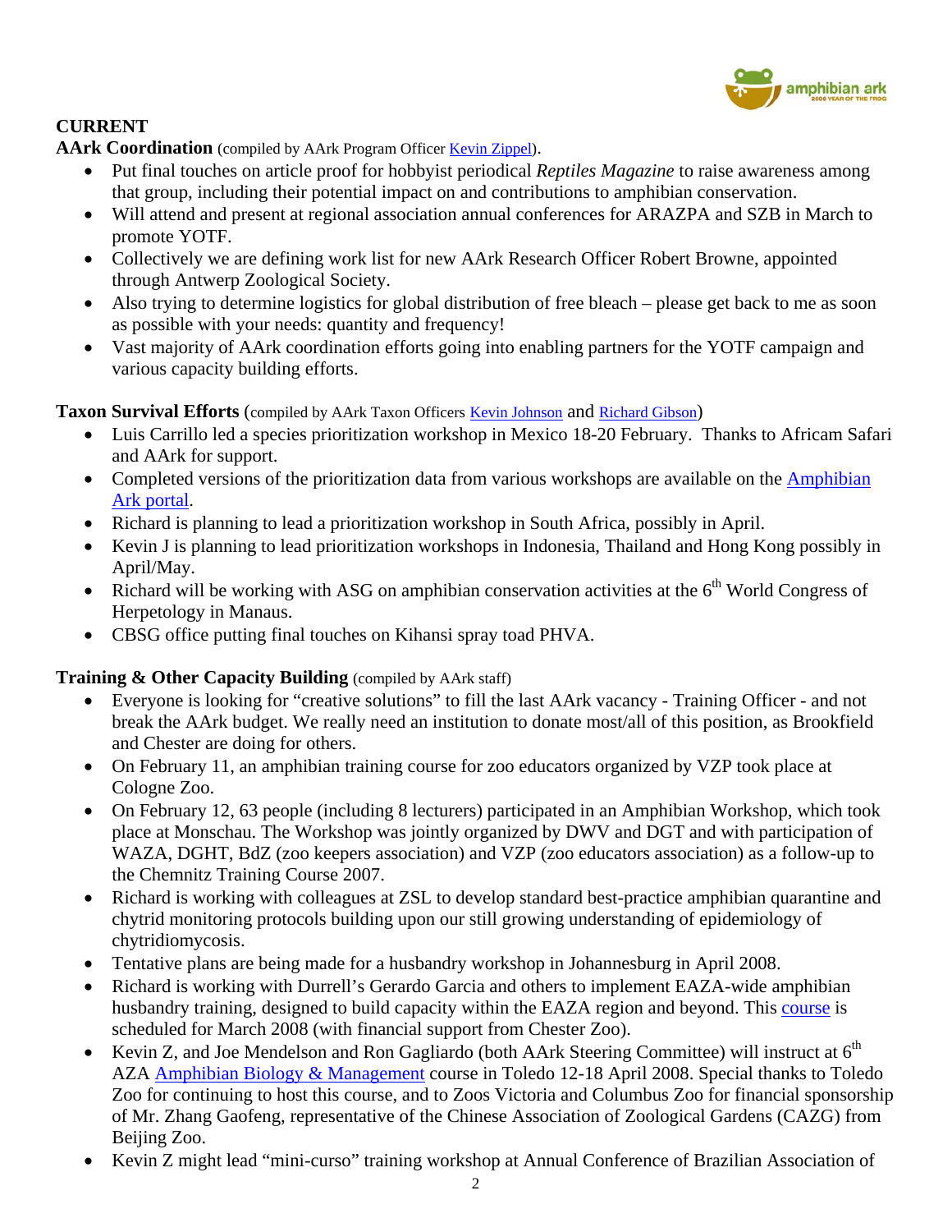**CURRENT**

**AArk Coordination** (compiled by AArk Program Officer Kevin Zippel).

- Put final touches on article proof for hobbyist periodical *Reptiles Magazine* to raise awareness among that group, including their potential impact on and contributions to amphibian conservation.
- Will attend and present at regional association annual conferences for ARAZPA and SZB in March to promote YOTF.
- Collectively we are defining work list for new AArk Research Officer Robert Browne, appointed through Antwerp Zoological Society.
- Also trying to determine logistics for global distribution of free bleach – please get back to me as soon as possible with your needs: quantity and frequency!
- Vast majority of AArk coordination efforts going into enabling partners for the YOTF campaign and various capacity building efforts.

**Taxon Survival Efforts** (compiled by AArk Taxon Officers Kevin Johnson and Richard Gibson)

- Luis Carrillo led a species prioritization workshop in Mexico 18-20 February. Thanks to Africam Safari and AArk for support.
- Completed versions of the prioritization data from various workshops are available on the Amphibian Ark portal.
- Richard is planning to lead a prioritization workshop in South Africa, possibly in April.
- Kevin J is planning to lead prioritization workshops in Indonesia, Thailand and Hong Kong possibly in April/May.
- Richard will be working with ASG on amphibian conservation activities at the 6th World Congress of Herpetology in Manaus.
- CBSG office putting final touches on Kihansi spray toad PHVA.

**Training & Other Capacity Building** (compiled by AArk staff)

- Everyone is looking for "creative solutions" to fill the last AArk vacancy - Training Officer - and not break the AArk budget. We really need an institution to donate most/all of this position, as Brookfield and Chester are doing for others.
- On February 11, an amphibian training course for zoo educators organized by VZP took place at Cologne Zoo.
- On February 12, 63 people (including 8 lecturers) participated in an Amphibian Workshop, which took place at Monschau. The Workshop was jointly organized by DWV and DGT and with participation of WAZA, DGHT, BdZ (zoo keepers association) and VZP (zoo educators association) as a follow-up to the Chemnitz Training Course 2007.
- Richard is working with colleagues at ZSL to develop standard best-practice amphibian quarantine and chytrid monitoring protocols building upon our still growing understanding of epidemiology of chytridiomycosis.
- Tentative plans are being made for a husbandry workshop in Johannesburg in April 2008.
- Richard is working with Durrell's Gerardo Garcia and others to implement EAZA-wide amphibian husbandry training, designed to build capacity within the EAZA region and beyond. This course is scheduled for March 2008 (with financial support from Chester Zoo).
- Kevin Z, and Joe Mendelson and Ron Gagliardo (both AArk Steering Committee) will instruct at 6th AZA Amphibian Biology & Management course in Toledo 12-18 April 2008. Special thanks to Toledo Zoo for continuing to host this course, and to Zoos Victoria and Columbus Zoo for financial sponsorship of Mr. Zhang Gaofeng, representative of the Chinese Association of Zoological Gardens (CAZG) from Beijing Zoo.
- Kevin Z might lead "mini-curso" training workshop at Annual Conference of Brazilian Association of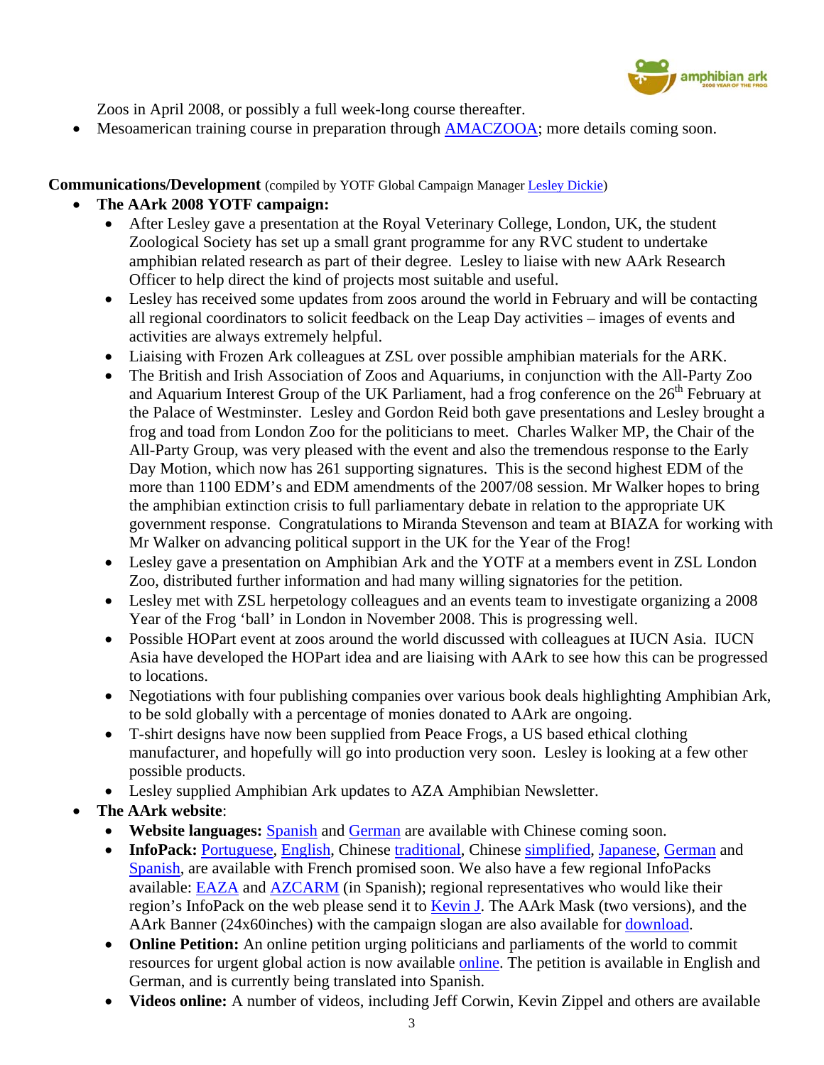Zoos in April 2008, or possibly a full week-long course thereafter.

- Mesoamerican training course in preparation through AMACZOOA; more details coming soon.

**Communications/Development** (compiled by YOTF Global Campaign Manager Lesley Dickie)

- **The AArk 2008 YOTF campaign:**
  - After Lesley gave a presentation at the Royal Veterinary College, London, UK, the student Zoological Society has set up a small grant programme for any RVC student to undertake amphibian related research as part of their degree. Lesley to liaise with new AArk Research Officer to help direct the kind of projects most suitable and useful.
  - Lesley has received some updates from zoos around the world in February and will be contacting all regional coordinators to solicit feedback on the Leap Day activities – images of events and activities are always extremely helpful.
  - Liaising with Frozen Ark colleagues at ZSL over possible amphibian materials for the ARK.
  - The British and Irish Association of Zoos and Aquariums, in conjunction with the All-Party Zoo and Aquarium Interest Group of the UK Parliament, had a frog conference on the 26th February at the Palace of Westminster. Lesley and Gordon Reid both gave presentations and Lesley brought a frog and toad from London Zoo for the politicians to meet. Charles Walker MP, the Chair of the All-Party Group, was very pleased with the event and also the tremendous response to the Early Day Motion, which now has 261 supporting signatures. This is the second highest EDM of the more than 1100 EDM's and EDM amendments of the 2007/08 session. Mr Walker hopes to bring the amphibian extinction crisis to full parliamentary debate in relation to the appropriate UK government response. Congratulations to Miranda Stevenson and team at BIAZA for working with Mr Walker on advancing political support in the UK for the Year of the Frog!
  - Lesley gave a presentation on Amphibian Ark and the YOTF at a members event in ZSL London Zoo, distributed further information and had many willing signatories for the petition.
  - Lesley met with ZSL herpetology colleagues and an events team to investigate organizing a 2008 Year of the Frog 'ball' in London in November 2008. This is progressing well.
  - Possible HOPart event at zoos around the world discussed with colleagues at IUCN Asia. IUCN Asia have developed the HOPart idea and are liaising with AArk to see how this can be progressed to locations.
  - Negotiations with four publishing companies over various book deals highlighting Amphibian Ark, to be sold globally with a percentage of monies donated to AArk are ongoing.
  - T-shirt designs have now been supplied from Peace Frogs, a US based ethical clothing manufacturer, and hopefully will go into production very soon. Lesley is looking at a few other possible products.
  - Lesley supplied Amphibian Ark updates to AZA Amphibian Newsletter.
- **The AArk website**:
  - **Website languages:** Spanish and German are available with Chinese coming soon.
  - **InfoPack:** Portuguese, English, Chinese traditional, Chinese simplified, Japanese, German and Spanish, are available with French promised soon. We also have a few regional InfoPacks available: EAZA and AZCARM (in Spanish); regional representatives who would like their region's InfoPack on the web please send it to Kevin J. The AArk Mask (two versions), and the AArk Banner (24x60inches) with the campaign slogan are also available for download.
  - **Online Petition:** An online petition urging politicians and parliaments of the world to commit resources for urgent global action is now available online. The petition is available in English and German, and is currently being translated into Spanish.
  - **Videos online:** A number of videos, including Jeff Corwin, Kevin Zippel and others are available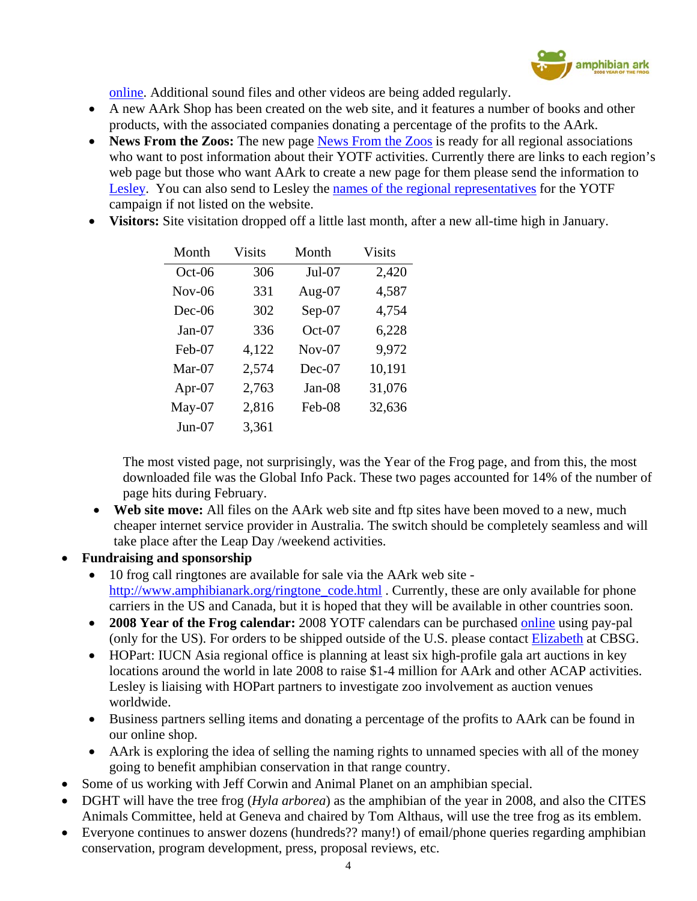online. Additional sound files and other videos are being added regularly.

- A new AArk Shop has been created on the web site, and it features a number of books and other products, with the associated companies donating a percentage of the profits to the AArk.
- **News From the Zoos:** The new page News From the Zoos is ready for all regional associations who want to post information about their YOTF activities. Currently there are links to each region's web page but those who want AArk to create a new page for them please send the information to Lesley. You can also send to Lesley the names of the regional representatives for the YOTF campaign if not listed on the website.
- **Visitors:** Site visitation dropped off a little last month, after a new all-time high in January.

| Month | Visits | Month | Visits |
|---|---|---|---|
| Oct-06 | 306 | Jul-07 | 2,420 |
| Nov-06 | 331 | Aug-07 | 4,587 |
| Dec-06 | 302 | Sep-07 | 4,754 |
| Jan-07 | 336 | Oct-07 | 6,228 |
| Feb-07 | 4,122 | Nov-07 | 9,972 |
| Mar-07 | 2,574 | Dec-07 | 10,191 |
| Apr-07 | 2,763 | Jan-08 | 31,076 |
| May-07 | 2,816 | Feb-08 | 32,636 |
| Jun-07 | 3,361 | | |

  The most visted page, not surprisingly, was the Year of the Frog page, and from this, the most downloaded file was the Global Info Pack. These two pages accounted for 14% of the number of page hits during February.

- **Web site move:** All files on the AArk web site and ftp sites have been moved to a new, much cheaper internet service provider in Australia. The switch should be completely seamless and will take place after the Leap Day /weekend activities.

- **Fundraising and sponsorship**
  - 10 frog call ringtones are available for sale via the AArk web site - http://www.amphibianark.org/ringtone_code.html . Currently, these are only available for phone carriers in the US and Canada, but it is hoped that they will be available in other countries soon.
  - **2008 Year of the Frog calendar:** 2008 YOTF calendars can be purchased online using pay-pal (only for the US). For orders to be shipped outside of the U.S. please contact Elizabeth at CBSG.
  - HOPart: IUCN Asia regional office is planning at least six high-profile gala art auctions in key locations around the world in late 2008 to raise $1-4 million for AArk and other ACAP activities. Lesley is liaising with HOPart partners to investigate zoo involvement as auction venues worldwide.
  - Business partners selling items and donating a percentage of the profits to AArk can be found in our online shop.
  - AArk is exploring the idea of selling the naming rights to unnamed species with all of the money going to benefit amphibian conservation in that range country.
- Some of us working with Jeff Corwin and Animal Planet on an amphibian special.
- DGHT will have the tree frog (*Hyla arborea*) as the amphibian of the year in 2008, and also the CITES Animals Committee, held at Geneva and chaired by Tom Althaus, will use the tree frog as its emblem.
- Everyone continues to answer dozens (hundreds?? many!) of email/phone queries regarding amphibian conservation, program development, press, proposal reviews, etc.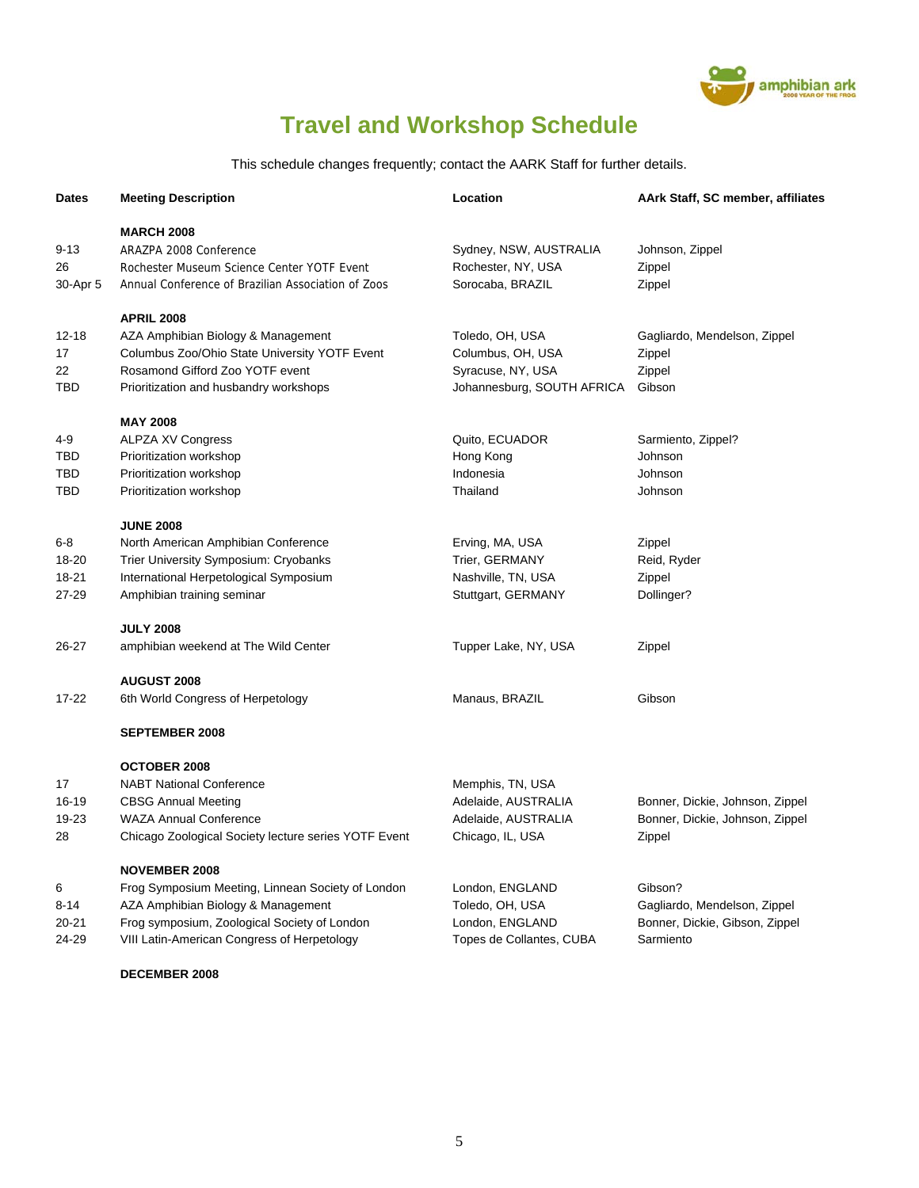# Travel and Workshop Schedule

This schedule changes frequently; contact the AARK Staff for further details.

| Dates | Meeting Description | Location | AArk Staff, SC member, affiliates |
|---|---|---|---|
| | **MARCH 2008** | | |
| 9-13 | ARAZPA 2008 Conference | Sydney, NSW, AUSTRALIA | Johnson, Zippel |
| 26 | Rochester Museum Science Center YOTF Event | Rochester, NY, USA | Zippel |
| 30-Apr 5 | Annual Conference of Brazilian Association of Zoos | Sorocaba, BRAZIL | Zippel |
| | **APRIL 2008** | | |
| 12-18 | AZA Amphibian Biology & Management | Toledo, OH, USA | Gagliardo, Mendelson, Zippel |
| 17 | Columbus Zoo/Ohio State University YOTF Event | Columbus, OH, USA | Zippel |
| 22 | Rosamond Gifford Zoo YOTF event | Syracuse, NY, USA | Zippel |
| TBD | Prioritization and husbandry workshops | Johannesburg, SOUTH AFRICA | Gibson |
| | **MAY 2008** | | |
| 4-9 | ALPZA XV Congress | Quito, ECUADOR | Sarmiento, Zippel? |
| TBD | Prioritization workshop | Hong Kong | Johnson |
| TBD | Prioritization workshop | Indonesia | Johnson |
| TBD | Prioritization workshop | Thailand | Johnson |
| | **JUNE 2008** | | |
| 6-8 | North American Amphibian Conference | Erving, MA, USA | Zippel |
| 18-20 | Trier University Symposium: Cryobanks | Trier, GERMANY | Reid, Ryder |
| 18-21 | International Herpetological Symposium | Nashville, TN, USA | Zippel |
| 27-29 | Amphibian training seminar | Stuttgart, GERMANY | Dollinger? |
| | **JULY 2008** | | |
| 26-27 | amphibian weekend at The Wild Center | Tupper Lake, NY, USA | Zippel |
| | **AUGUST 2008** | | |
| 17-22 | 6th World Congress of Herpetology | Manaus, BRAZIL | Gibson |
| | **SEPTEMBER 2008** | | |
| | **OCTOBER 2008** | | |
| 17 | NABT National Conference | Memphis, TN, USA | |
| 16-19 | CBSG Annual Meeting | Adelaide, AUSTRALIA | Bonner, Dickie, Johnson, Zippel |
| 19-23 | WAZA Annual Conference | Adelaide, AUSTRALIA | Bonner, Dickie, Johnson, Zippel |
| 28 | Chicago Zoological Society lecture series YOTF Event | Chicago, IL, USA | Zippel |
| | **NOVEMBER 2008** | | |
| 6 | Frog Symposium Meeting, Linnean Society of London | London, ENGLAND | Gibson? |
| 8-14 | AZA Amphibian Biology & Management | Toledo, OH, USA | Gagliardo, Mendelson, Zippel |
| 20-21 | Frog symposium, Zoological Society of London | London, ENGLAND | Bonner, Dickie, Gibson, Zippel |
| 24-29 | VIII Latin-American Congress of Herpetology | Topes de Collantes, CUBA | Sarmiento |
| | **DECEMBER 2008** | | |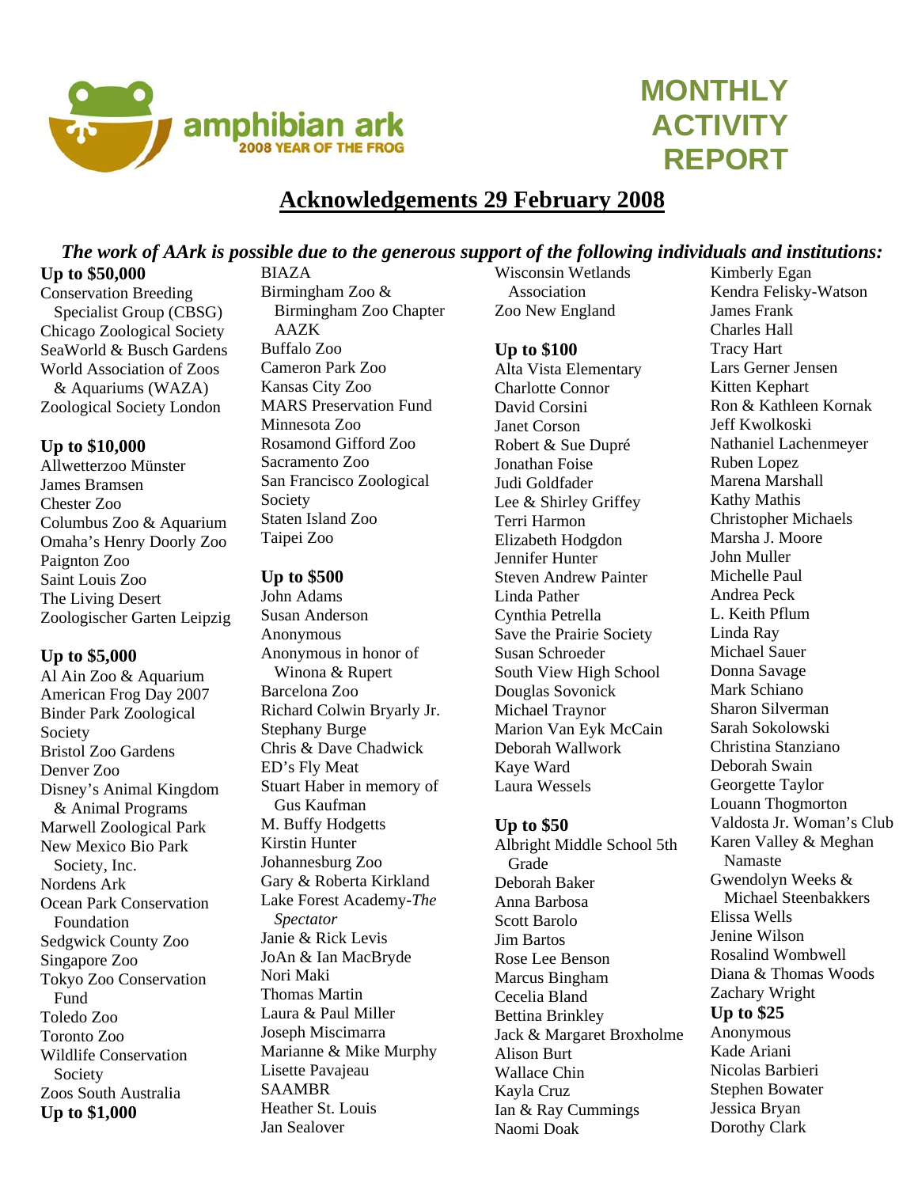# MONTHLY ACTIVITY REPORT

## Acknowledgements 29 February 2008

***The work of AArk is possible due to the generous support of the following individuals and institutions:***

**Up to $50,000**

Conservation Breeding Specialist Group (CBSG)
Chicago Zoological Society
SeaWorld & Busch Gardens
World Association of Zoos & Aquariums (WAZA)
Zoological Society London

**Up to $10,000**

Allwetterzoo Münster
James Bramsen
Chester Zoo
Columbus Zoo & Aquarium
Omaha's Henry Doorly Zoo
Paignton Zoo
Saint Louis Zoo
The Living Desert
Zoologischer Garten Leipzig

**Up to $5,000**

Al Ain Zoo & Aquarium
American Frog Day 2007
Binder Park Zoological Society
Bristol Zoo Gardens
Denver Zoo
Disney's Animal Kingdom & Animal Programs
Marwell Zoological Park
New Mexico Bio Park Society, Inc.
Nordens Ark
Ocean Park Conservation Foundation
Sedgwick County Zoo
Singapore Zoo
Tokyo Zoo Conservation Fund
Toledo Zoo
Toronto Zoo
Wildlife Conservation Society
Zoos South Australia

**Up to $1,000**

BIAZA
Birmingham Zoo & Birmingham Zoo Chapter AAZK
Buffalo Zoo
Cameron Park Zoo
Kansas City Zoo
MARS Preservation Fund
Minnesota Zoo
Rosamond Gifford Zoo
Sacramento Zoo
San Francisco Zoological Society
Staten Island Zoo
Taipei Zoo

**Up to $500**

John Adams
Susan Anderson
Anonymous
Anonymous in honor of Winona & Rupert
Barcelona Zoo
Richard Colwin Bryarly Jr.
Stephany Burge
Chris & Dave Chadwick
ED's Fly Meat
Stuart Haber in memory of Gus Kaufman
M. Buffy Hodgetts
Kirstin Hunter
Johannesburg Zoo
Gary & Roberta Kirkland
Lake Forest Academy-*The Spectator*
Janie & Rick Levis
JoAn & Ian MacBryde
Nori Maki
Thomas Martin
Laura & Paul Miller
Joseph Miscimarra
Marianne & Mike Murphy
Lisette Pavajeau
SAAMBR
Heather St. Louis
Jan Sealover
Wisconsin Wetlands Association
Zoo New England

**Up to $100**

Alta Vista Elementary
Charlotte Connor
David Corsini
Janet Corson
Robert & Sue Dupré
Jonathan Foise
Judi Goldfader
Lee & Shirley Griffey
Terri Harmon
Elizabeth Hodgdon
Jennifer Hunter
Steven Andrew Painter
Linda Pather
Cynthia Petrella
Save the Prairie Society
Susan Schroeder
South View High School
Douglas Sovonick
Michael Traynor
Marion Van Eyk McCain
Deborah Wallwork
Kaye Ward
Laura Wessels

**Up to $50**

Albright Middle School 5th Grade
Deborah Baker
Anna Barbosa
Scott Barolo
Jim Bartos
Rose Lee Benson
Marcus Bingham
Cecelia Bland
Bettina Brinkley
Jack & Margaret Broxholme
Alison Burt
Wallace Chin
Kayla Cruz
Ian & Ray Cummings
Naomi Doak
Kimberly Egan
Kendra Felisky-Watson
James Frank
Charles Hall
Tracy Hart
Lars Gerner Jensen
Kitten Kephart
Ron & Kathleen Kornak
Jeff Kwolkoski
Nathaniel Lachenmeyer
Ruben Lopez
Marena Marshall
Kathy Mathis
Christopher Michaels
Marsha J. Moore
John Muller
Michelle Paul
Andrea Peck
L. Keith Pflum
Linda Ray
Michael Sauer
Donna Savage
Mark Schiano
Sharon Silverman
Sarah Sokolowski
Christina Stanziano
Deborah Swain
Georgette Taylor
Louann Thogmorton
Valdosta Jr. Woman's Club
Karen Valley & Meghan Namaste
Gwendolyn Weeks & Michael Steenbakkers
Elissa Wells
Jenine Wilson
Rosalind Wombwell
Diana & Thomas Woods
Zachary Wright

**Up to $25**

Anonymous
Kade Ariani
Nicolas Barbieri
Stephen Bowater
Jessica Bryan
Dorothy Clark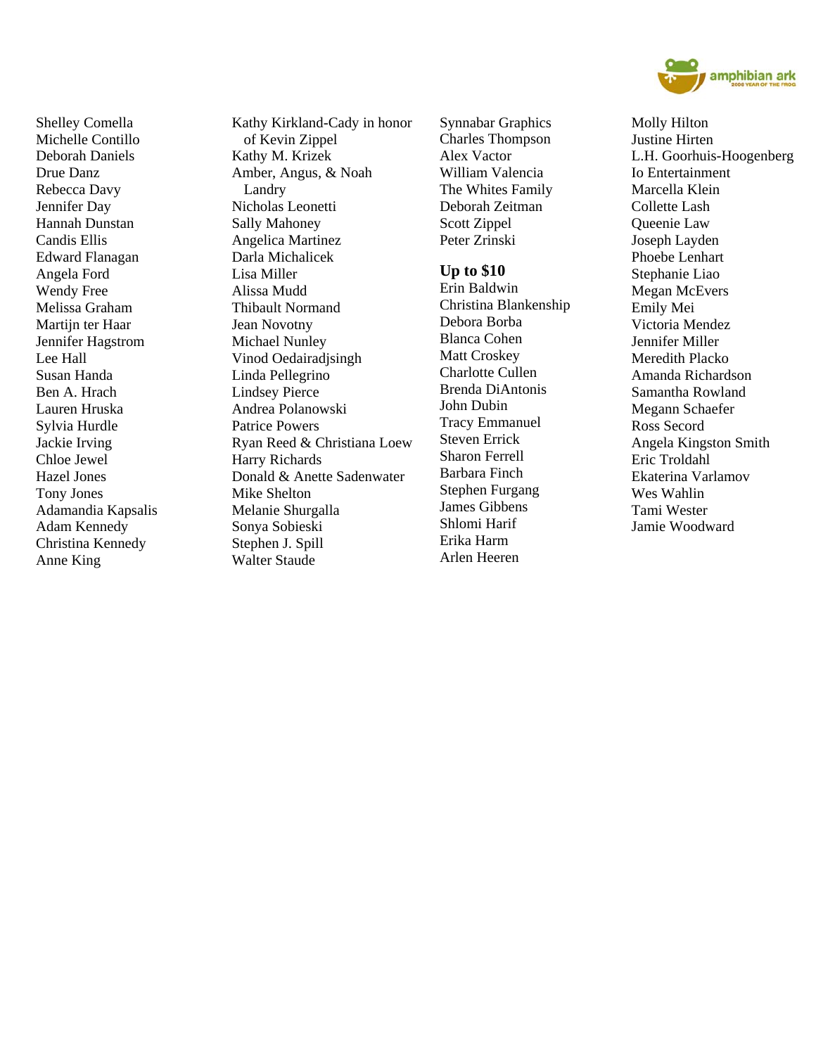Shelley Comella
Michelle Contillo
Deborah Daniels
Drue Danz
Rebecca Davy
Jennifer Day
Hannah Dunstan
Candis Ellis
Edward Flanagan
Angela Ford
Wendy Free
Melissa Graham
Martijn ter Haar
Jennifer Hagstrom
Lee Hall
Susan Handa
Ben A. Hrach
Lauren Hruska
Sylvia Hurdle
Jackie Irving
Chloe Jewel
Hazel Jones
Tony Jones
Adamandia Kapsalis
Adam Kennedy
Christina Kennedy
Anne King
Kathy Kirkland-Cady in honor of Kevin Zippel
Kathy M. Krizek
Amber, Angus, & Noah Landry
Nicholas Leonetti
Sally Mahoney
Angelica Martinez
Darla Michalicek
Lisa Miller
Alissa Mudd
Thibault Normand
Jean Novotny
Michael Nunley
Vinod Oedairadjsingh
Linda Pellegrino
Lindsey Pierce
Andrea Polanowski
Patrice Powers
Ryan Reed & Christiana Loew
Harry Richards
Donald & Anette Sadenwater
Mike Shelton
Melanie Shurgalla
Sonya Sobieski
Stephen J. Spill
Walter Staude
Synnabar Graphics
Charles Thompson
Alex Vactor
William Valencia
The Whites Family
Deborah Zeitman
Scott Zippel
Peter Zrinski

**Up to $10**

Erin Baldwin
Christina Blankenship
Debora Borba
Blanca Cohen
Matt Croskey
Charlotte Cullen
Brenda DiAntonis
John Dubin
Tracy Emmanuel
Steven Errick
Sharon Ferrell
Barbara Finch
Stephen Furgang
James Gibbens
Shlomi Harif
Erika Harm
Arlen Heeren
Molly Hilton
Justine Hirten
L.H. Goorhuis-Hoogenberg
Io Entertainment
Marcella Klein
Collette Lash
Queenie Law
Joseph Layden
Phoebe Lenhart
Stephanie Liao
Megan McEvers
Emily Mei
Victoria Mendez
Jennifer Miller
Meredith Placko
Amanda Richardson
Samantha Rowland
Megann Schaefer
Ross Secord
Angela Kingston Smith
Eric Troldahl
Ekaterina Varlamov
Wes Wahlin
Tami Wester
Jamie Woodward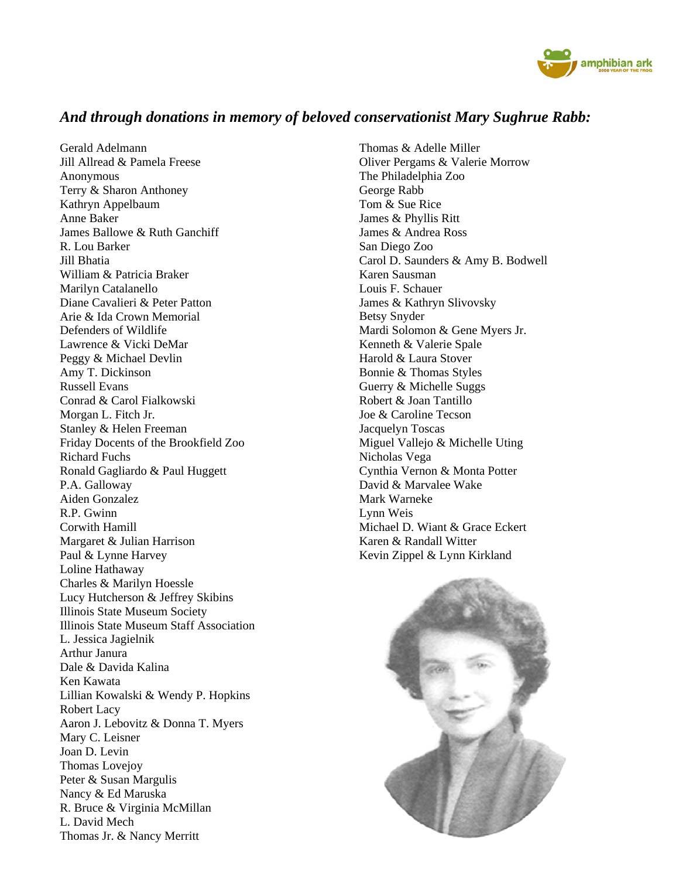## *And through donations in memory of beloved conservationist Mary Sughrue Rabb:*

Gerald Adelmann
Jill Allread & Pamela Freese
Anonymous
Terry & Sharon Anthoney
Kathryn Appelbaum
Anne Baker
James Ballowe & Ruth Ganchiff
R. Lou Barker
Jill Bhatia
William & Patricia Braker
Marilyn Catalanello
Diane Cavalieri & Peter Patton
Arie & Ida Crown Memorial
Defenders of Wildlife
Lawrence & Vicki DeMar
Peggy & Michael Devlin
Amy T. Dickinson
Russell Evans
Conrad & Carol Fialkowski
Morgan L. Fitch Jr.
Stanley & Helen Freeman
Friday Docents of the Brookfield Zoo
Richard Fuchs
Ronald Gagliardo & Paul Huggett
P.A. Galloway
Aiden Gonzalez
R.P. Gwinn
Corwith Hamill
Margaret & Julian Harrison
Paul & Lynne Harvey
Loline Hathaway
Charles & Marilyn Hoessle
Lucy Hutcherson & Jeffrey Skibins
Illinois State Museum Society
Illinois State Museum Staff Association
L. Jessica Jagielnik
Arthur Janura
Dale & Davida Kalina
Ken Kawata
Lillian Kowalski & Wendy P. Hopkins
Robert Lacy
Aaron J. Lebovitz & Donna T. Myers
Mary C. Leisner
Joan D. Levin
Thomas Lovejoy
Peter & Susan Margulis
Nancy & Ed Maruska
R. Bruce & Virginia McMillan
L. David Mech
Thomas Jr. & Nancy Merritt
Thomas & Adelle Miller
Oliver Pergams & Valerie Morrow
The Philadelphia Zoo
George Rabb
Tom & Sue Rice
James & Phyllis Ritt
James & Andrea Ross
San Diego Zoo
Carol D. Saunders & Amy B. Bodwell
Karen Sausman
Louis F. Schauer
James & Kathryn Slivovsky
Betsy Snyder
Mardi Solomon & Gene Myers Jr.
Kenneth & Valerie Spale
Harold & Laura Stover
Bonnie & Thomas Styles
Guerry & Michelle Suggs
Robert & Joan Tantillo
Joe & Caroline Tecson
Jacquelyn Toscas
Miguel Vallejo & Michelle Uting
Nicholas Vega
Cynthia Vernon & Monta Potter
David & Marvalee Wake
Mark Warneke
Lynn Weis
Michael D. Wiant & Grace Eckert
Karen & Randall Witter
Kevin Zippel & Lynn Kirkland